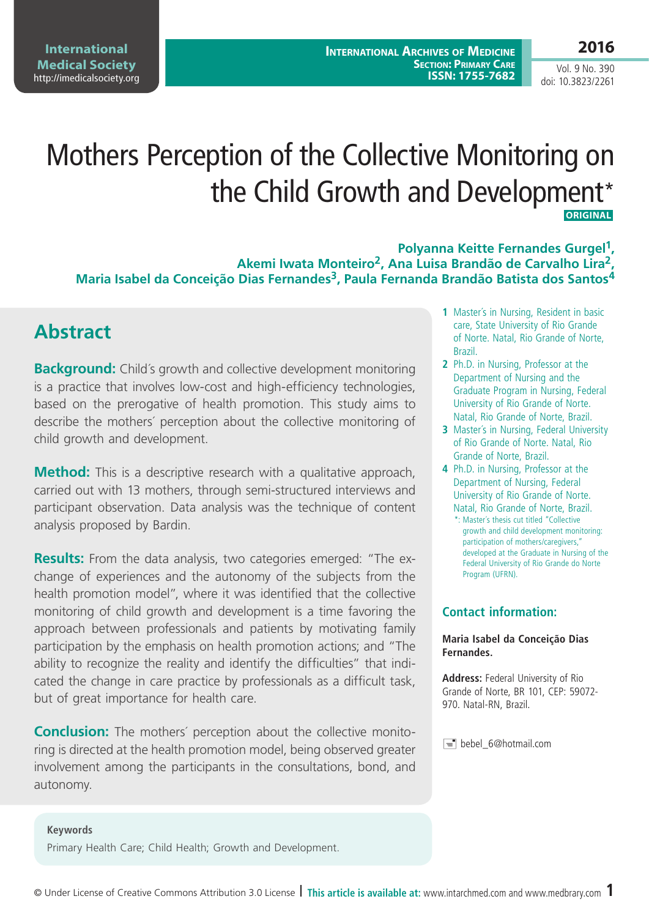# Mothers Perception of the Collective Monitoring on the Child Growth and Development*

ORIGINAL

**Polyanna Keitte Fernandes Gurgel[1], Akemi Iwata Monteiro[2], Ana Luisa Brandão de Carvalho Lira[2], Maria Isabel da Conceição Dias Fernandes[3], Paula Fernanda Brandão Batista dos Santos[4]**

1 Master´s in Nursing, Resident in basic care, State University of Rio Grande of Norte. Natal, Rio Grande of Norte, Brazil.

2 Ph.D. in Nursing, Professor at the Department of Nursing and the Graduate Program in Nursing, Federal University of Rio Grande of Norte. Natal, Rio Grande of Norte, Brazil.

3 Master´s in Nursing, Federal University of Rio Grande of Norte. Natal, Rio Grande of Norte, Brazil.

4 Ph.D. in Nursing, Professor at the Department of Nursing, Federal University of Rio Grande of Norte. Natal, Rio Grande of Norte, Brazil.

*: Master's thesis cut titled "Collective growth and child development monitoring: participation of mothers/caregivers," developed at the Graduate in Nursing of the Federal University of Rio Grande do Norte Program (UFRN).

## Abstract

**Background:** Child´s growth and collective development monitoring is a practice that involves low-cost and high-efficiency technologies, based on the prerogative of health promotion. This study aims to describe the mothers´ perception about the collective monitoring of child growth and development.

**Method:** This is a descriptive research with a qualitative approach, carried out with 13 mothers, through semi-structured interviews and participant observation. Data analysis was the technique of content analysis proposed by Bardin.

**Results:** From the data analysis, two categories emerged: "The exchange of experiences and the autonomy of the subjects from the health promotion model", where it was identified that the collective monitoring of child growth and development is a time favoring the approach between professionals and patients by motivating family participation by the emphasis on health promotion actions; and "The ability to recognize the reality and identify the difficulties" that indicated the change in care practice by professionals as a difficult task, but of great importance for health care.

**Conclusion:** The mothers´ perception about the collective monitoring is directed at the health promotion model, being observed greater involvement among the participants in the consultations, bond, and autonomy.

### Contact information:

**Maria Isabel da Conceição Dias Fernandes.**

**Address:** Federal University of Rio Grande of Norte, BR 101, CEP: 59072-970. Natal-RN, Brazil.

bebel_6@hotmail.com

**Keywords**

Primary Health Care; Child Health; Growth and Development.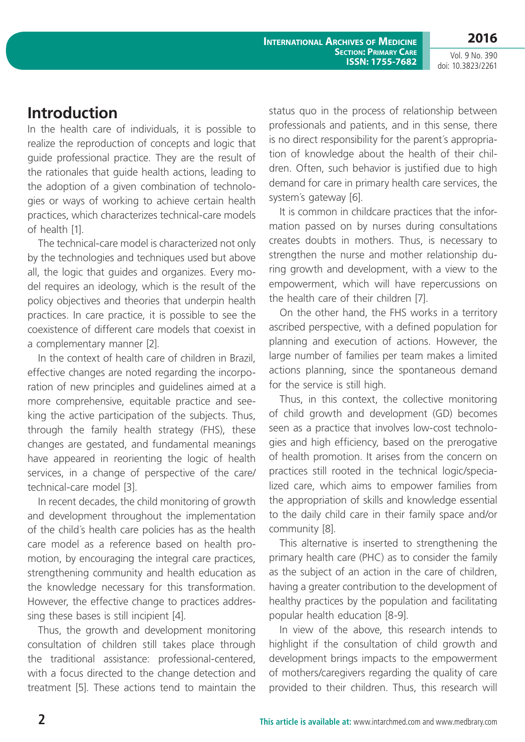## Introduction

In the health care of individuals, it is possible to realize the reproduction of concepts and logic that guide professional practice. They are the result of the rationales that guide health actions, leading to the adoption of a given combination of technologies or ways of working to achieve certain health practices, which characterizes technical-care models of health [1].

The technical-care model is characterized not only by the technologies and techniques used but above all, the logic that guides and organizes. Every model requires an ideology, which is the result of the policy objectives and theories that underpin health practices. In care practice, it is possible to see the coexistence of different care models that coexist in a complementary manner [2].

In the context of health care of children in Brazil, effective changes are noted regarding the incorporation of new principles and guidelines aimed at a more comprehensive, equitable practice and seeking the active participation of the subjects. Thus, through the family health strategy (FHS), these changes are gestated, and fundamental meanings have appeared in reorienting the logic of health services, in a change of perspective of the care/technical-care model [3].

In recent decades, the child monitoring of growth and development throughout the implementation of the child´s health care policies has as the health care model as a reference based on health promotion, by encouraging the integral care practices, strengthening community and health education as the knowledge necessary for this transformation. However, the effective change to practices addressing these bases is still incipient [4].

Thus, the growth and development monitoring consultation of children still takes place through the traditional assistance: professional-centered, with a focus directed to the change detection and treatment [5]. These actions tend to maintain the status quo in the process of relationship between professionals and patients, and in this sense, there is no direct responsibility for the parent´s appropriation of knowledge about the health of their children. Often, such behavior is justified due to high demand for care in primary health care services, the system´s gateway [6].

It is common in childcare practices that the information passed on by nurses during consultations creates doubts in mothers. Thus, is necessary to strengthen the nurse and mother relationship during growth and development, with a view to the empowerment, which will have repercussions on the health care of their children [7].

On the other hand, the FHS works in a territory ascribed perspective, with a defined population for planning and execution of actions. However, the large number of families per team makes a limited actions planning, since the spontaneous demand for the service is still high.

Thus, in this context, the collective monitoring of child growth and development (GD) becomes seen as a practice that involves low-cost technologies and high efficiency, based on the prerogative of health promotion. It arises from the concern on practices still rooted in the technical logic/specialized care, which aims to empower families from the appropriation of skills and knowledge essential to the daily child care in their family space and/or community [8].

This alternative is inserted to strengthening the primary health care (PHC) as to consider the family as the subject of an action in the care of children, having a greater contribution to the development of healthy practices by the population and facilitating popular health education [8-9].

In view of the above, this research intends to highlight if the consultation of child growth and development brings impacts to the empowerment of mothers/caregivers regarding the quality of care provided to their children. Thus, this research will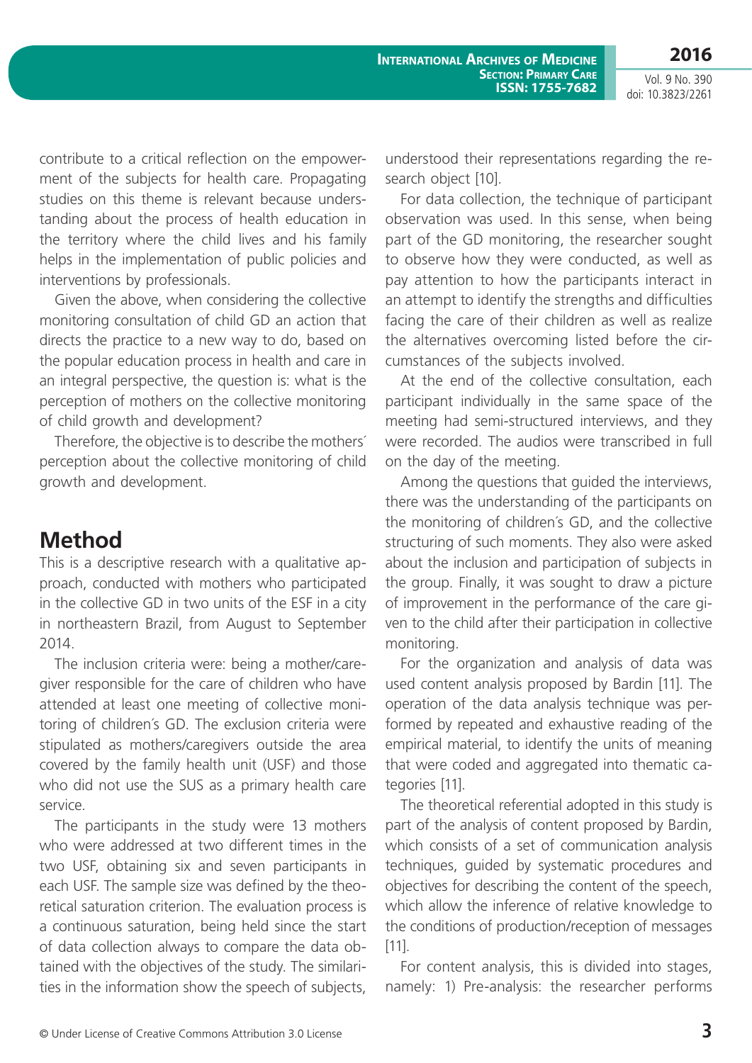contribute to a critical reflection on the empowerment of the subjects for health care. Propagating studies on this theme is relevant because understanding about the process of health education in the territory where the child lives and his family helps in the implementation of public policies and interventions by professionals.

Given the above, when considering the collective monitoring consultation of child GD an action that directs the practice to a new way to do, based on the popular education process in health and care in an integral perspective, the question is: what is the perception of mothers on the collective monitoring of child growth and development?

Therefore, the objective is to describe the mothers´ perception about the collective monitoring of child growth and development.

## Method

This is a descriptive research with a qualitative approach, conducted with mothers who participated in the collective GD in two units of the ESF in a city in northeastern Brazil, from August to September 2014.

The inclusion criteria were: being a mother/caregiver responsible for the care of children who have attended at least one meeting of collective monitoring of children´s GD. The exclusion criteria were stipulated as mothers/caregivers outside the area covered by the family health unit (USF) and those who did not use the SUS as a primary health care service.

The participants in the study were 13 mothers who were addressed at two different times in the two USF, obtaining six and seven participants in each USF. The sample size was defined by the theoretical saturation criterion. The evaluation process is a continuous saturation, being held since the start of data collection always to compare the data obtained with the objectives of the study. The similarities in the information show the speech of subjects, understood their representations regarding the research object [10].

For data collection, the technique of participant observation was used. In this sense, when being part of the GD monitoring, the researcher sought to observe how they were conducted, as well as pay attention to how the participants interact in an attempt to identify the strengths and difficulties facing the care of their children as well as realize the alternatives overcoming listed before the circumstances of the subjects involved.

At the end of the collective consultation, each participant individually in the same space of the meeting had semi-structured interviews, and they were recorded. The audios were transcribed in full on the day of the meeting.

Among the questions that guided the interviews, there was the understanding of the participants on the monitoring of children´s GD, and the collective structuring of such moments. They also were asked about the inclusion and participation of subjects in the group. Finally, it was sought to draw a picture of improvement in the performance of the care given to the child after their participation in collective monitoring.

For the organization and analysis of data was used content analysis proposed by Bardin [11]. The operation of the data analysis technique was performed by repeated and exhaustive reading of the empirical material, to identify the units of meaning that were coded and aggregated into thematic categories [11].

The theoretical referential adopted in this study is part of the analysis of content proposed by Bardin, which consists of a set of communication analysis techniques, guided by systematic procedures and objectives for describing the content of the speech, which allow the inference of relative knowledge to the conditions of production/reception of messages [11].

For content analysis, this is divided into stages, namely: 1) Pre-analysis: the researcher performs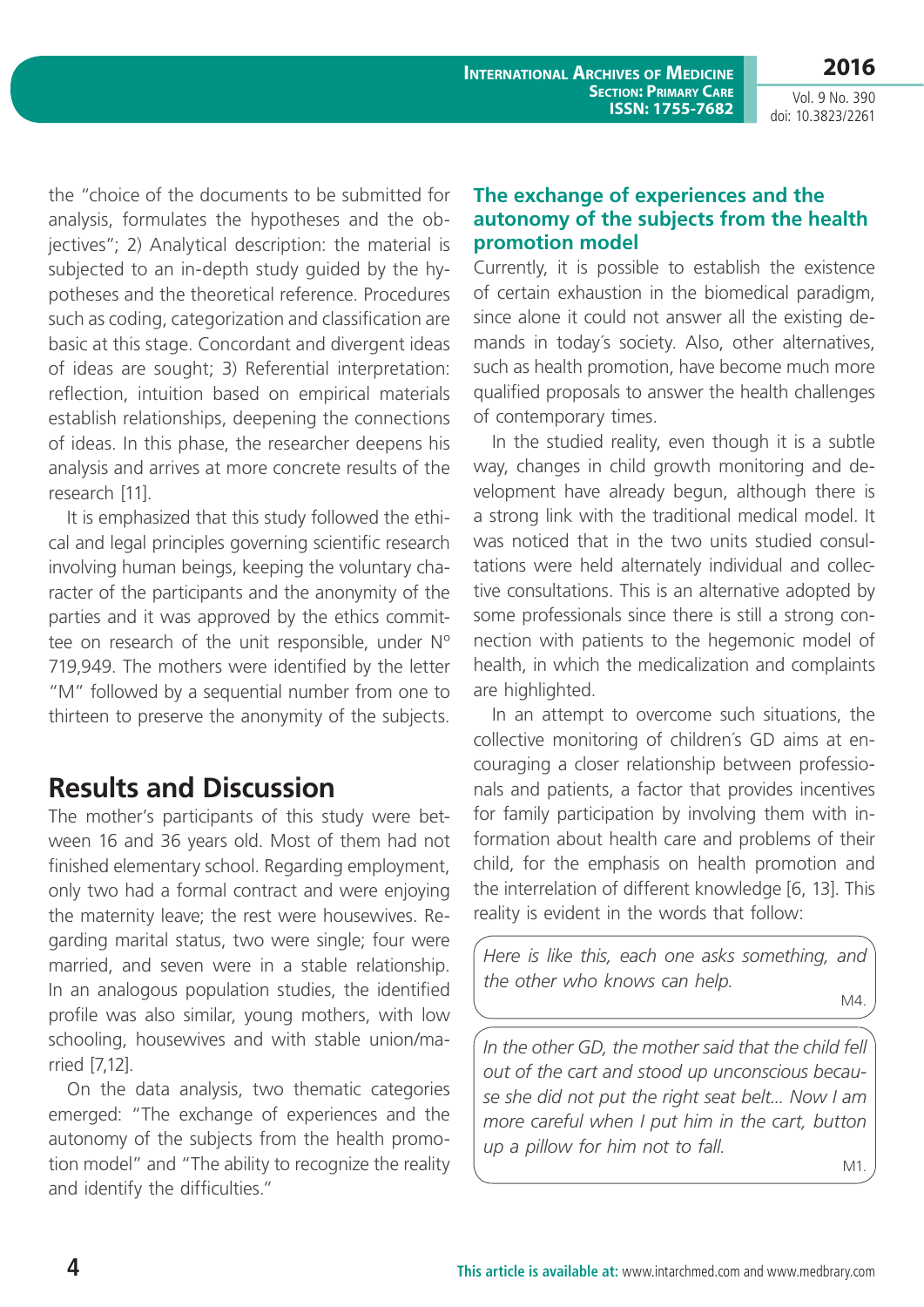the "choice of the documents to be submitted for analysis, formulates the hypotheses and the objectives"; 2) Analytical description: the material is subjected to an in-depth study guided by the hypotheses and the theoretical reference. Procedures such as coding, categorization and classification are basic at this stage. Concordant and divergent ideas of ideas are sought; 3) Referential interpretation: reflection, intuition based on empirical materials establish relationships, deepening the connections of ideas. In this phase, the researcher deepens his analysis and arrives at more concrete results of the research [11].

It is emphasized that this study followed the ethical and legal principles governing scientific research involving human beings, keeping the voluntary character of the participants and the anonymity of the parties and it was approved by the ethics committee on research of the unit responsible, under N° 719,949. The mothers were identified by the letter "M" followed by a sequential number from one to thirteen to preserve the anonymity of the subjects.

## Results and Discussion

The mother's participants of this study were between 16 and 36 years old. Most of them had not finished elementary school. Regarding employment, only two had a formal contract and were enjoying the maternity leave; the rest were housewives. Regarding marital status, two were single; four were married, and seven were in a stable relationship. In an analogous population studies, the identified profile was also similar, young mothers, with low schooling, housewives and with stable union/married [7,12].

On the data analysis, two thematic categories emerged: "The exchange of experiences and the autonomy of the subjects from the health promotion model" and "The ability to recognize the reality and identify the difficulties."

### The exchange of experiences and the autonomy of the subjects from the health promotion model

Currently, it is possible to establish the existence of certain exhaustion in the biomedical paradigm, since alone it could not answer all the existing demands in today´s society. Also, other alternatives, such as health promotion, have become much more qualified proposals to answer the health challenges of contemporary times.

In the studied reality, even though it is a subtle way, changes in child growth monitoring and development have already begun, although there is a strong link with the traditional medical model. It was noticed that in the two units studied consultations were held alternately individual and collective consultations. This is an alternative adopted by some professionals since there is still a strong connection with patients to the hegemonic model of health, in which the medicalization and complaints are highlighted.

In an attempt to overcome such situations, the collective monitoring of children´s GD aims at encouraging a closer relationship between professionals and patients, a factor that provides incentives for family participation by involving them with information about health care and problems of their child, for the emphasis on health promotion and the interrelation of different knowledge [6, 13]. This reality is evident in the words that follow:

> *Here is like this, each one asks something, and the other who knows can help.*
>
> M4.

> *In the other GD, the mother said that the child fell out of the cart and stood up unconscious because she did not put the right seat belt... Now I am more careful when I put him in the cart, button up a pillow for him not to fall.*
>
> M1.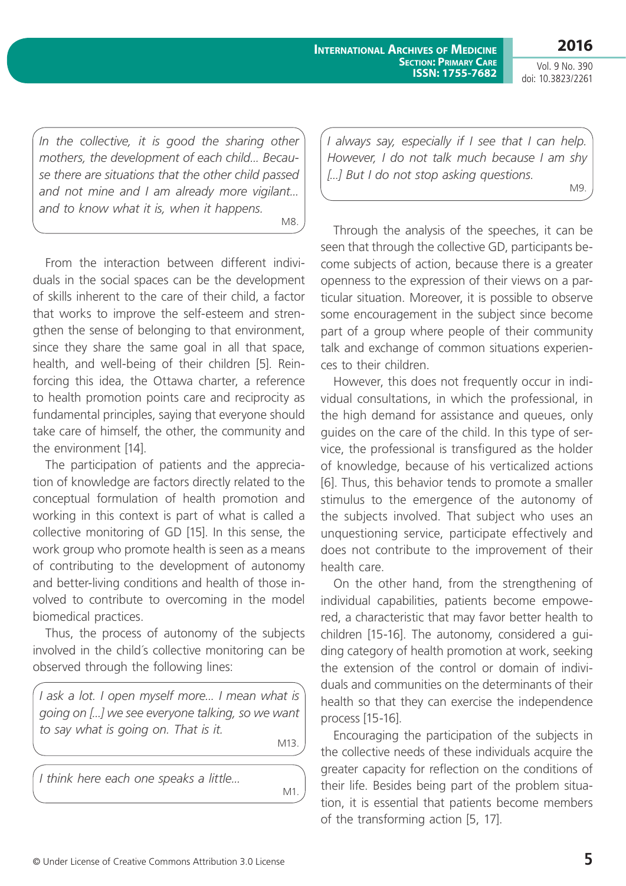> *In the collective, it is good the sharing other mothers, the development of each child... Because there are situations that the other child passed and not mine and I am already more vigilant... and to know what it is, when it happens.*
>
> M8.

From the interaction between different individuals in the social spaces can be the development of skills inherent to the care of their child, a factor that works to improve the self-esteem and strengthen the sense of belonging to that environment, since they share the same goal in all that space, health, and well-being of their children [5]. Reinforcing this idea, the Ottawa charter, a reference to health promotion points care and reciprocity as fundamental principles, saying that everyone should take care of himself, the other, the community and the environment [14].

The participation of patients and the appreciation of knowledge are factors directly related to the conceptual formulation of health promotion and working in this context is part of what is called a collective monitoring of GD [15]. In this sense, the work group who promote health is seen as a means of contributing to the development of autonomy and better-living conditions and health of those involved to contribute to overcoming in the model biomedical practices.

Thus, the process of autonomy of the subjects involved in the child´s collective monitoring can be observed through the following lines:

> *I ask a lot. I open myself more... I mean what is going on [...] we see everyone talking, so we want to say what is going on. That is it.*
>
> M13.

> *I think here each one speaks a little...*
>
> M1.

> *I always say, especially if I see that I can help. However, I do not talk much because I am shy [...] But I do not stop asking questions.*
>
> M9.

Through the analysis of the speeches, it can be seen that through the collective GD, participants become subjects of action, because there is a greater openness to the expression of their views on a particular situation. Moreover, it is possible to observe some encouragement in the subject since become part of a group where people of their community talk and exchange of common situations experiences to their children.

However, this does not frequently occur in individual consultations, in which the professional, in the high demand for assistance and queues, only guides on the care of the child. In this type of service, the professional is transfigured as the holder of knowledge, because of his verticalized actions [6]. Thus, this behavior tends to promote a smaller stimulus to the emergence of the autonomy of the subjects involved. That subject who uses an unquestioning service, participate effectively and does not contribute to the improvement of their health care.

On the other hand, from the strengthening of individual capabilities, patients become empowered, a characteristic that may favor better health to children [15-16]. The autonomy, considered a guiding category of health promotion at work, seeking the extension of the control or domain of individuals and communities on the determinants of their health so that they can exercise the independence process [15-16].

Encouraging the participation of the subjects in the collective needs of these individuals acquire the greater capacity for reflection on the conditions of their life. Besides being part of the problem situation, it is essential that patients become members of the transforming action [5, 17].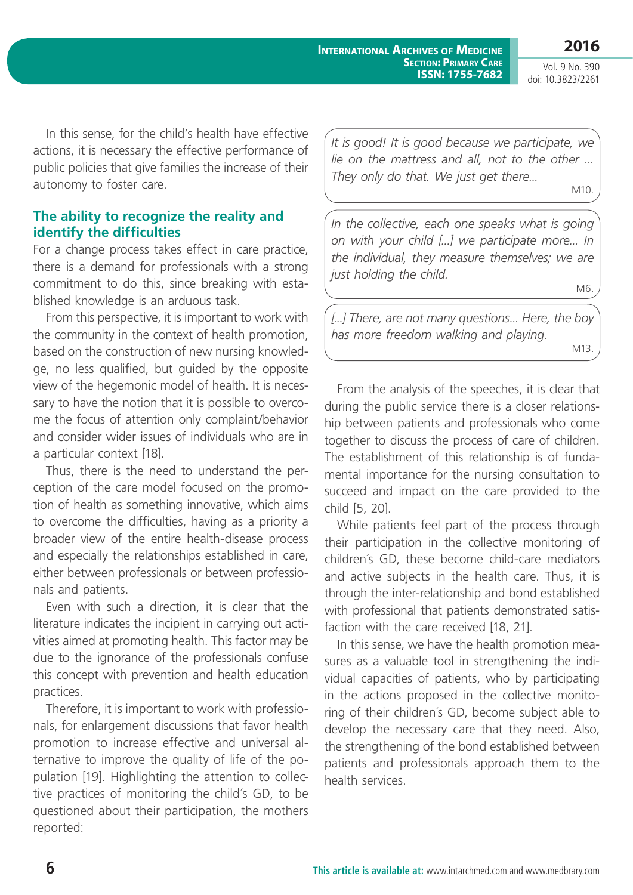In this sense, for the child's health have effective actions, it is necessary the effective performance of public policies that give families the increase of their autonomy to foster care.

## The ability to recognize the reality and identify the difficulties

For a change process takes effect in care practice, there is a demand for professionals with a strong commitment to do this, since breaking with established knowledge is an arduous task.

From this perspective, it is important to work with the community in the context of health promotion, based on the construction of new nursing knowledge, no less qualified, but guided by the opposite view of the hegemonic model of health. It is necessary to have the notion that it is possible to overcome the focus of attention only complaint/behavior and consider wider issues of individuals who are in a particular context [18].

Thus, there is the need to understand the perception of the care model focused on the promotion of health as something innovative, which aims to overcome the difficulties, having as a priority a broader view of the entire health-disease process and especially the relationships established in care, either between professionals or between professionals and patients.

Even with such a direction, it is clear that the literature indicates the incipient in carrying out activities aimed at promoting health. This factor may be due to the ignorance of the professionals confuse this concept with prevention and health education practices.

Therefore, it is important to work with professionals, for enlargement discussions that favor health promotion to increase effective and universal alternative to improve the quality of life of the population [19]. Highlighting the attention to collective practices of monitoring the child´s GD, to be questioned about their participation, the mothers reported:

> *It is good! It is good because we participate, we lie on the mattress and all, not to the other ... They only do that. We just get there...*
>
> M10.

> *In the collective, each one speaks what is going on with your child [...] we participate more... In the individual, they measure themselves; we are just holding the child.*
>
> M6.

> *[...] There, are not many questions... Here, the boy has more freedom walking and playing.*
>
> M13.

From the analysis of the speeches, it is clear that during the public service there is a closer relationship between patients and professionals who come together to discuss the process of care of children. The establishment of this relationship is of fundamental importance for the nursing consultation to succeed and impact on the care provided to the child [5, 20].

While patients feel part of the process through their participation in the collective monitoring of children´s GD, these become child-care mediators and active subjects in the health care. Thus, it is through the inter-relationship and bond established with professional that patients demonstrated satisfaction with the care received [18, 21].

In this sense, we have the health promotion measures as a valuable tool in strengthening the individual capacities of patients, who by participating in the actions proposed in the collective monitoring of their children´s GD, become subject able to develop the necessary care that they need. Also, the strengthening of the bond established between patients and professionals approach them to the health services.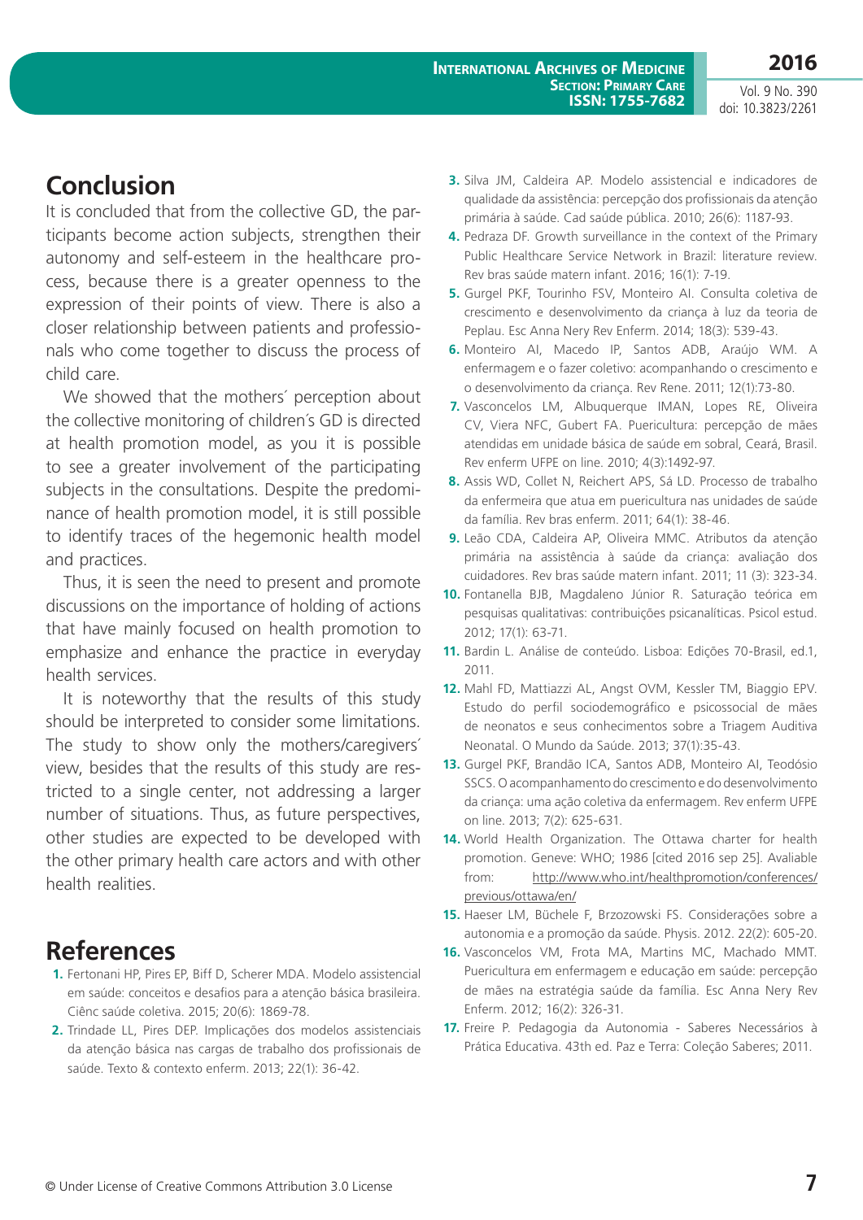## Conclusion

It is concluded that from the collective GD, the participants become action subjects, strengthen their autonomy and self-esteem in the healthcare process, because there is a greater openness to the expression of their points of view. There is also a closer relationship between patients and professionals who come together to discuss the process of child care.

We showed that the mothers´ perception about the collective monitoring of children´s GD is directed at health promotion model, as you it is possible to see a greater involvement of the participating subjects in the consultations. Despite the predominance of health promotion model, it is still possible to identify traces of the hegemonic health model and practices.

Thus, it is seen the need to present and promote discussions on the importance of holding of actions that have mainly focused on health promotion to emphasize and enhance the practice in everyday health services.

It is noteworthy that the results of this study should be interpreted to consider some limitations. The study to show only the mothers/caregivers´ view, besides that the results of this study are restricted to a single center, not addressing a larger number of situations. Thus, as future perspectives, other studies are expected to be developed with the other primary health care actors and with other health realities.

## References

1. Fertonani HP, Pires EP, Biff D, Scherer MDA. Modelo assistencial em saúde: conceitos e desafios para a atenção básica brasileira. Ciênc saúde coletiva. 2015; 20(6): 1869-78.
2. Trindade LL, Pires DEP. Implicações dos modelos assistenciais da atenção básica nas cargas de trabalho dos profissionais de saúde. Texto & contexto enferm. 2013; 22(1): 36-42.
3. Silva JM, Caldeira AP. Modelo assistencial e indicadores de qualidade da assistência: percepção dos profissionais da atenção primária à saúde. Cad saúde pública. 2010; 26(6): 1187-93.
4. Pedraza DF. Growth surveillance in the context of the Primary Public Healthcare Service Network in Brazil: literature review. Rev bras saúde matern infant. 2016; 16(1): 7-19.
5. Gurgel PKF, Tourinho FSV, Monteiro AI. Consulta coletiva de crescimento e desenvolvimento da criança à luz da teoria de Peplau. Esc Anna Nery Rev Enferm. 2014; 18(3): 539-43.
6. Monteiro AI, Macedo IP, Santos ADB, Araújo WM. A enfermagem e o fazer coletivo: acompanhando o crescimento e o desenvolvimento da criança. Rev Rene. 2011; 12(1):73-80.
7. Vasconcelos LM, Albuquerque IMAN, Lopes RE, Oliveira CV, Viera NFC, Gubert FA. Puericultura: percepção de mães atendidas em unidade básica de saúde em sobral, Ceará, Brasil. Rev enferm UFPE on line. 2010; 4(3):1492-97.
8. Assis WD, Collet N, Reichert APS, Sá LD. Processo de trabalho da enfermeira que atua em puericultura nas unidades de saúde da família. Rev bras enferm. 2011; 64(1): 38-46.
9. Leão CDA, Caldeira AP, Oliveira MMC. Atributos da atenção primária na assistência à saúde da criança: avaliação dos cuidadores. Rev bras saúde matern infant. 2011; 11 (3): 323-34.
10. Fontanella BJB, Magdaleno Júnior R. Saturação teórica em pesquisas qualitativas: contribuições psicanalíticas. Psicol estud. 2012; 17(1): 63-71.
11. Bardin L. Análise de conteúdo. Lisboa: Edições 70-Brasil, ed.1, 2011.
12. Mahl FD, Mattiazzi AL, Angst OVM, Kessler TM, Biaggio EPV. Estudo do perfil sociodemográfico e psicossocial de mães de neonatos e seus conhecimentos sobre a Triagem Auditiva Neonatal. O Mundo da Saúde. 2013; 37(1):35-43.
13. Gurgel PKF, Brandão ICA, Santos ADB, Monteiro AI, Teodósio SSCS. O acompanhamento do crescimento e do desenvolvimento da criança: uma ação coletiva da enfermagem. Rev enferm UFPE on line. 2013; 7(2): 625-631.
14. World Health Organization. The Ottawa charter for health promotion. Geneve: WHO; 1986 [cited 2016 sep 25]. Avaliable from: http://www.who.int/healthpromotion/conferences/previous/ottawa/en/
15. Haeser LM, Büchele F, Brzozowski FS. Considerações sobre a autonomia e a promoção da saúde. Physis. 2012. 22(2): 605-20.
16. Vasconcelos VM, Frota MA, Martins MC, Machado MMT. Puericultura em enfermagem e educação em saúde: percepção de mães na estratégia saúde da família. Esc Anna Nery Rev Enferm. 2012; 16(2): 326-31.
17. Freire P. Pedagogia da Autonomia - Saberes Necessários à Prática Educativa. 43th ed. Paz e Terra: Coleção Saberes; 2011.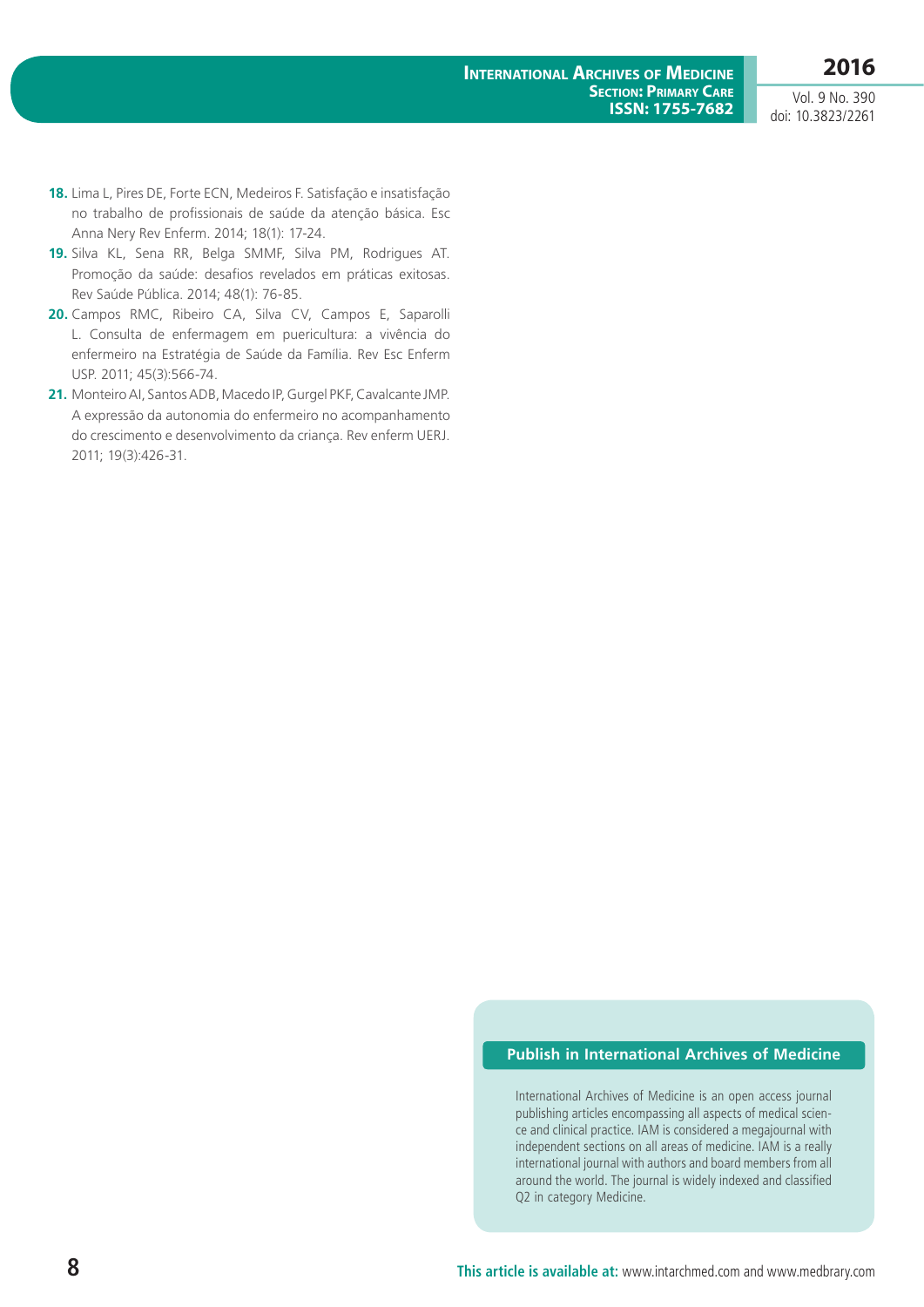18. Lima L, Pires DE, Forte ECN, Medeiros F. Satisfação e insatisfação no trabalho de profissionais de saúde da atenção básica. Esc Anna Nery Rev Enferm. 2014; 18(1): 17-24.
19. Silva KL, Sena RR, Belga SMMF, Silva PM, Rodrigues AT. Promoção da saúde: desafios revelados em práticas exitosas. Rev Saúde Pública. 2014; 48(1): 76-85.
20. Campos RMC, Ribeiro CA, Silva CV, Campos E, Saparolli L. Consulta de enfermagem em puericultura: a vivência do enfermeiro na Estratégia de Saúde da Família. Rev Esc Enferm USP. 2011; 45(3):566-74.
21. Monteiro AI, Santos ADB, Macedo IP, Gurgel PKF, Cavalcante JMP. A expressão da autonomia do enfermeiro no acompanhamento do crescimento e desenvolvimento da criança. Rev enferm UERJ. 2011; 19(3):426-31.

**Publish in International Archives of Medicine**

International Archives of Medicine is an open access journal publishing articles encompassing all aspects of medical science and clinical practice. IAM is considered a megajournal with independent sections on all areas of medicine. IAM is a really international journal with authors and board members from all around the world. The journal is widely indexed and classified Q2 in category Medicine.